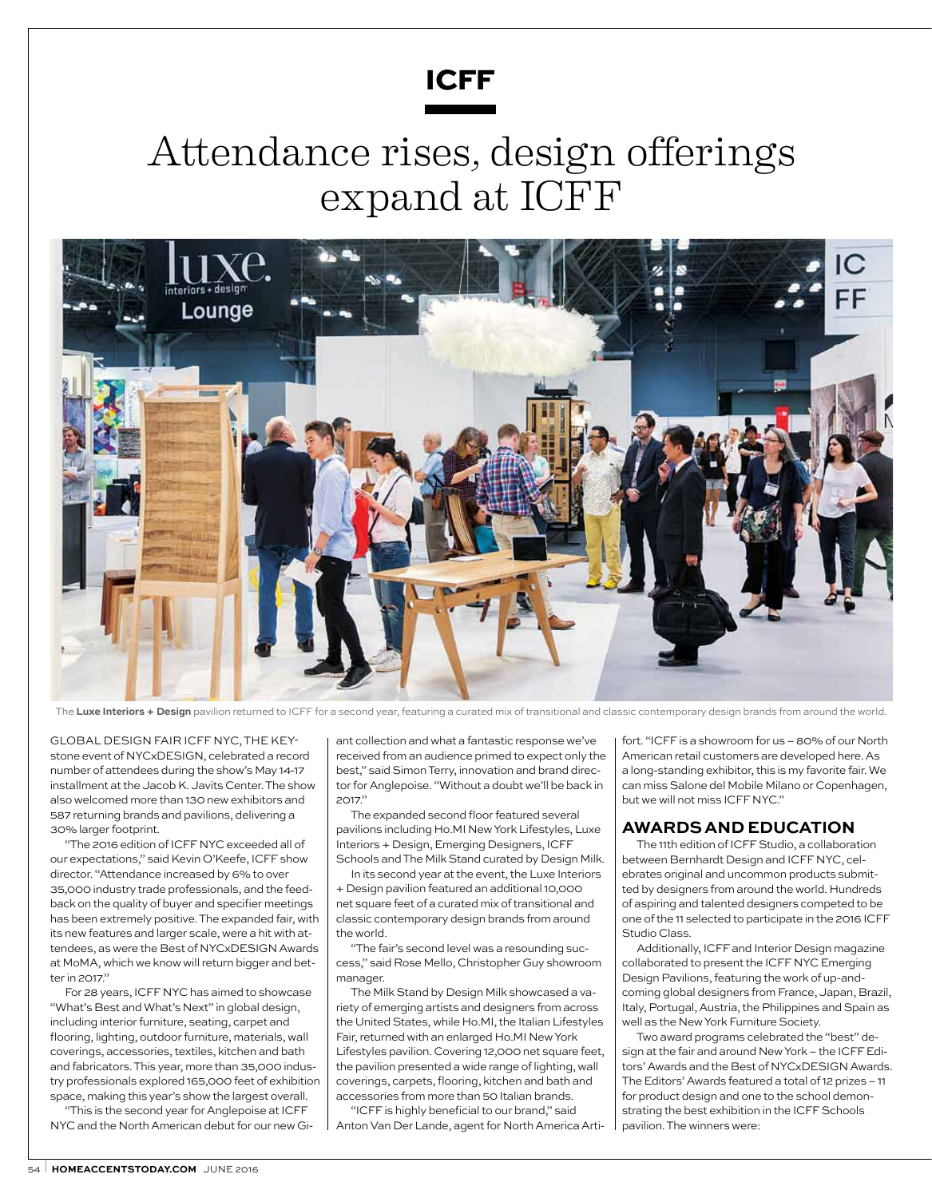# ICFF

## Attendance rises, design offerings expand at ICFF

The **Luxe Interiors + Design** pavilion returned to ICFF for a second year, featuring a curated mix of transitional and classic contemporary design brands from around the world.

GLOBAL DESIGN FAIR ICFF NYC, THE KEYstone event of NYCxDESIGN, celebrated a record number of attendees during the show's May 14-17 installment at the Jacob K. Javits Center. The show also welcomed more than 130 new exhibitors and 587 returning brands and pavilions, delivering a 30% larger footprint.

"The 2016 edition of ICFF NYC exceeded all of our expectations," said Kevin O'Keefe, ICFF show director. "Attendance increased by 6% to over 35,000 industry trade professionals, and the feedback on the quality of buyer and specifier meetings has been extremely positive. The expanded fair, with its new features and larger scale, were a hit with attendees, as were the Best of NYCxDESIGN Awards at MoMA, which we know will return bigger and better in 2017."

For 28 years, ICFF NYC has aimed to showcase "What's Best and What's Next" in global design, including interior furniture, seating, carpet and flooring, lighting, outdoor furniture, materials, wall coverings, accessories, textiles, kitchen and bath and fabricators. This year, more than 35,000 industry professionals explored 165,000 feet of exhibition space, making this year's show the largest overall.

"This is the second year for Anglepoise at ICFF NYC and the North American debut for our new Giant collection and what a fantastic response we've received from an audience primed to expect only the best," said Simon Terry, innovation and brand director for Anglepoise. "Without a doubt we'll be back in 2017."

The expanded second floor featured several pavilions including Ho.MI New York Lifestyles, Luxe Interiors + Design, Emerging Designers, ICFF Schools and The Milk Stand curated by Design Milk.

In its second year at the event, the Luxe Interiors + Design pavilion featured an additional 10,000 net square feet of a curated mix of transitional and classic contemporary design brands from around the world.

"The fair's second level was a resounding success," said Rose Mello, Christopher Guy showroom manager.

The Milk Stand by Design Milk showcased a variety of emerging artists and designers from across the United States, while Ho.MI, the Italian Lifestyles Fair, returned with an enlarged Ho.MI New York Lifestyles pavilion. Covering 12,000 net square feet, the pavilion presented a wide range of lighting, wall coverings, carpets, flooring, kitchen and bath and accessories from more than 50 Italian brands.

"ICFF is highly beneficial to our brand," said Anton Van Der Lande, agent for North America Artifort. "ICFF is a showroom for us – 80% of our North American retail customers are developed here. As a long-standing exhibitor, this is my favorite fair. We can miss Salone del Mobile Milano or Copenhagen, but we will not miss ICFF NYC."

### AWARDS AND EDUCATION

The 11th edition of ICFF Studio, a collaboration between Bernhardt Design and ICFF NYC, celebrates original and uncommon products submitted by designers from around the world. Hundreds of aspiring and talented designers competed to be one of the 11 selected to participate in the 2016 ICFF Studio Class.

Additionally, ICFF and Interior Design magazine collaborated to present the ICFF NYC Emerging Design Pavilions, featuring the work of up-and-coming global designers from France, Japan, Brazil, Italy, Portugal, Austria, the Philippines and Spain as well as the New York Furniture Society.

Two award programs celebrated the "best" design at the fair and around New York – the ICFF Editors' Awards and the Best of NYCxDESIGN Awards. The Editors' Awards featured a total of 12 prizes – 11 for product design and one to the school demonstrating the best exhibition in the ICFF Schools pavilion. The winners were: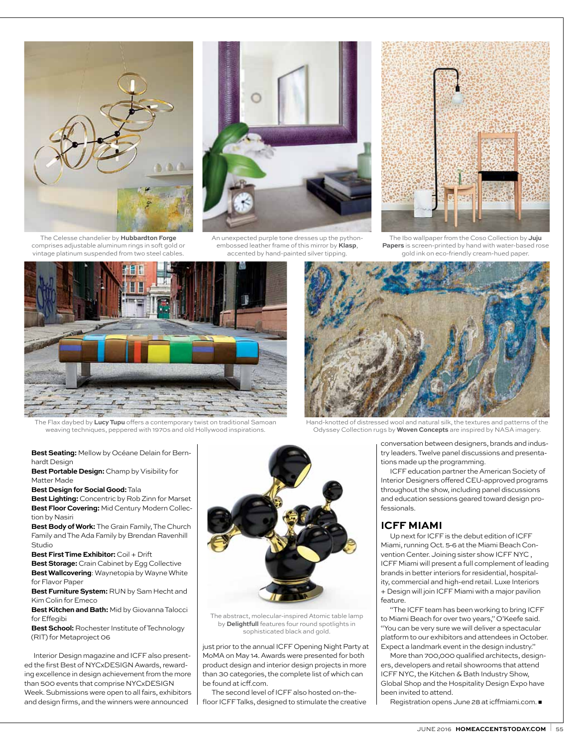The Celesse chandelier by **Hubbardton Forge** comprises adjustable aluminum rings in soft gold or vintage platinum suspended from two steel cables.

An unexpected purple tone dresses up the python-embossed leather frame of this mirror by **Klasp**, accented by hand-painted silver tipping.

The Ibo wallpaper from the Coso Collection by **Juju Papers** is screen-printed by hand with water-based rose gold ink on eco-friendly cream-hued paper.

The Flax daybed by **Lucy Tupu** offers a contemporary twist on traditional Samoan weaving techniques, peppered with 1970s and old Hollywood inspirations.

Hand-knotted of distressed wool and natural silk, the textures and patterns of the Odyssey Collection rugs by **Woven Concepts** are inspired by NASA imagery.

**Best Seating:** Mellow by Océane Delain for Bernhardt Design
**Best Portable Design:** Champ by Visibility for Matter Made
**Best Design for Social Good:** Tala
**Best Lighting:** Concentric by Rob Zinn for Marset
**Best Floor Covering:** Mid Century Modern Collection by Nasiri
**Best Body of Work:** The Grain Family, The Church Family and The Ada Family by Brendan Ravenhill Studio
**Best First Time Exhibitor:** Coil + Drift
**Best Storage:** Crain Cabinet by Egg Collective
**Best Wallcovering**: Waynetopia by Wayne White for Flavor Paper
**Best Furniture System:** RUN by Sam Hecht and Kim Colin for Emeco
**Best Kitchen and Bath:** Mid by Giovanna Talocci for Effegibi
**Best School:** Rochester Institute of Technology (RIT) for Metaproject 06

Interior Design magazine and ICFF also presented the first Best of NYCxDESIGN Awards, rewarding excellence in design achievement from the more than 500 events that comprise NYCxDESIGN Week. Submissions were open to all fairs, exhibitors and design firms, and the winners were announced just prior to the annual ICFF Opening Night Party at MoMA on May 14. Awards were presented for both product design and interior design projects in more than 30 categories, the complete list of which can be found at icff.com.

The abstract, molecular-inspired Atomic table lamp by **Delightfull** features four round spotlights in sophisticated black and gold.

The second level of ICFF also hosted on-the-floor ICFF Talks, designed to stimulate the creative conversation between designers, brands and industry leaders. Twelve panel discussions and presentations made up the programming.

ICFF education partner the American Society of Interior Designers offered CEU-approved programs throughout the show, including panel discussions and education sessions geared toward design professionals.

## ICFF MIAMI

Up next for ICFF is the debut edition of ICFF Miami, running Oct. 5-6 at the Miami Beach Convention Center. Joining sister show ICFF NYC , ICFF Miami will present a full complement of leading brands in better interiors for residential, hospitality, commercial and high-end retail. Luxe Interiors + Design will join ICFF Miami with a major pavilion feature.

"The ICFF team has been working to bring ICFF to Miami Beach for over two years," O'Keefe said. "You can be very sure we will deliver a spectacular platform to our exhibitors and attendees in October. Expect a landmark event in the design industry."

More than 700,000 qualified architects, designers, developers and retail showrooms that attend ICFF NYC, the Kitchen & Bath Industry Show, Global Shop and the Hospitality Design Expo have been invited to attend.

Registration opens June 28 at icffmiami.com. ■